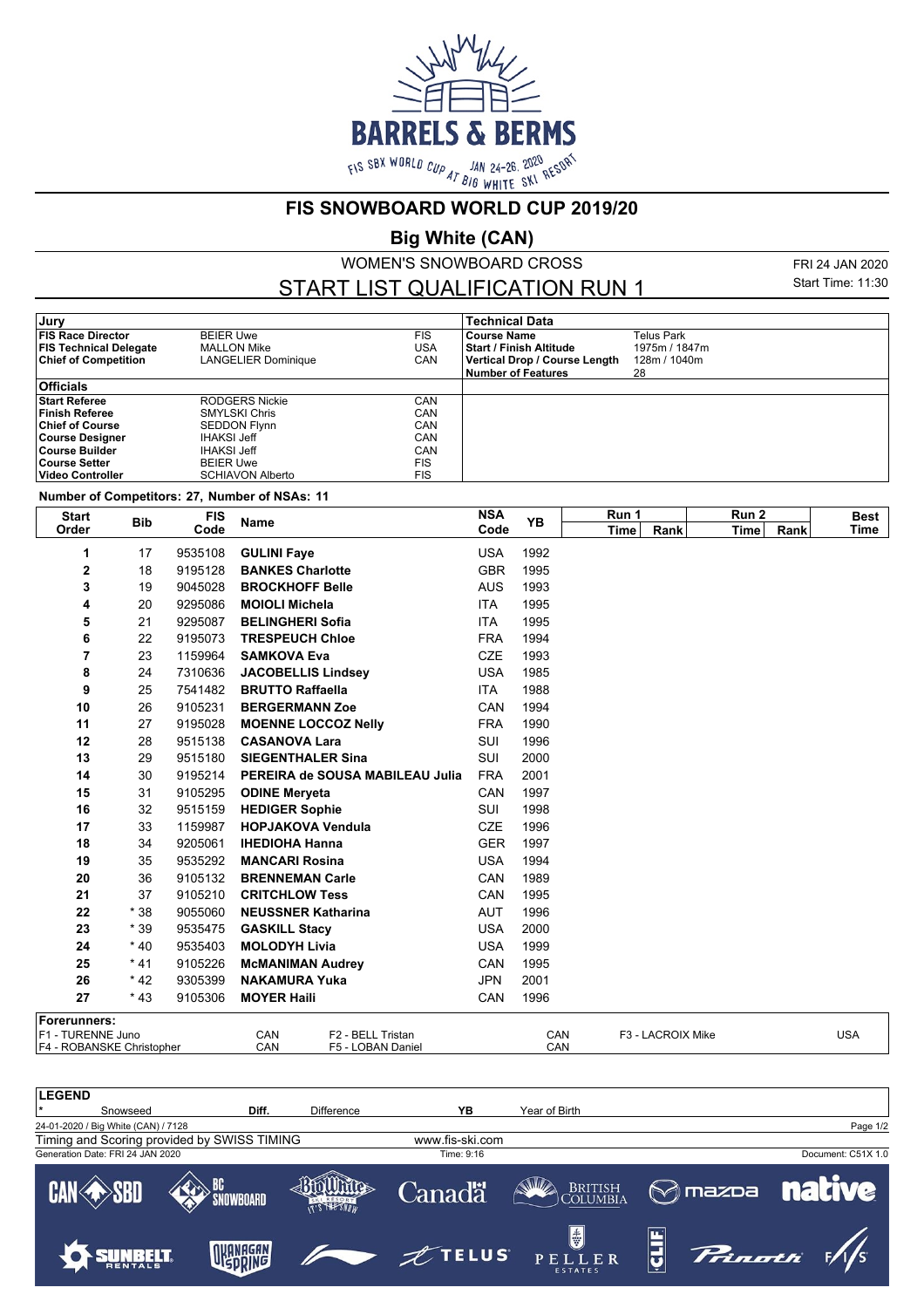# FIS SNOWBOARD WORLD CUP 2019/20

## Big White (CAN)

WOMEN'S SNOWBOARD CROSS

## START LIST QUALIFICATION RUN 1

FRI 24 JAN 2020
Start Time: 11:30

| Jury | | | Technical Data | |
|---|---|---|---|---|
| **FIS Race Director** | BEIER Uwe | FIS | **Course Name** | Telus Park |
| **FIS Technical Delegate** | MALLON Mike | USA | **Start / Finish Altitude** | 1975m / 1847m |
| **Chief of Competition** | LANGELIER Dominique | CAN | **Vertical Drop / Course Length** | 128m / 1040m |
| | | | **Number of Features** | 28 |

| Officials | | |
|---|---|---|
| **Start Referee** | RODGERS Nickie | CAN |
| **Finish Referee** | SMYLSKI Chris | CAN |
| **Chief of Course** | SEDDON Flynn | CAN |
| **Course Designer** | IHAKSI Jeff | CAN |
| **Course Builder** | IHAKSI Jeff | CAN |
| **Course Setter** | BEIER Uwe | FIS |
| **Video Controller** | SCHIAVON Alberto | FIS |

**Number of Competitors: 27, Number of NSAs: 11**

| Start Order | Bib | FIS Code | Name | NSA Code | YB | Run 1 Time | Run 1 Rank | Run 2 Time | Run 2 Rank | Best Time |
|---|---|---|---|---|---|---|---|---|---|---|
| 1 | 17 | 9535108 | **GULINI Faye** | USA | 1992 | | | | | |
| 2 | 18 | 9195128 | **BANKES Charlotte** | GBR | 1995 | | | | | |
| 3 | 19 | 9045028 | **BROCKHOFF Belle** | AUS | 1993 | | | | | |
| 4 | 20 | 9295086 | **MOIOLI Michela** | ITA | 1995 | | | | | |
| 5 | 21 | 9295087 | **BELINGHERI Sofia** | ITA | 1995 | | | | | |
| 6 | 22 | 9195073 | **TRESPEUCH Chloe** | FRA | 1994 | | | | | |
| 7 | 23 | 1159964 | **SAMKOVA Eva** | CZE | 1993 | | | | | |
| 8 | 24 | 7310636 | **JACOBELLIS Lindsey** | USA | 1985 | | | | | |
| 9 | 25 | 7541482 | **BRUTTO Raffaella** | ITA | 1988 | | | | | |
| 10 | 26 | 9105231 | **BERGERMANN Zoe** | CAN | 1994 | | | | | |
| 11 | 27 | 9195028 | **MOENNE LOCCOZ Nelly** | FRA | 1990 | | | | | |
| 12 | 28 | 9515138 | **CASANOVA Lara** | SUI | 1996 | | | | | |
| 13 | 29 | 9515180 | **SIEGENTHALER Sina** | SUI | 2000 | | | | | |
| 14 | 30 | 9195214 | **PEREIRA de SOUSA MABILEAU Julia** | FRA | 2001 | | | | | |
| 15 | 31 | 9105295 | **ODINE Meryeta** | CAN | 1997 | | | | | |
| 16 | 32 | 9515159 | **HEDIGER Sophie** | SUI | 1998 | | | | | |
| 17 | 33 | 1159987 | **HOPJAKOVA Vendula** | CZE | 1996 | | | | | |
| 18 | 34 | 9205061 | **IHEDIOHA Hanna** | GER | 1997 | | | | | |
| 19 | 35 | 9535292 | **MANCARI Rosina** | USA | 1994 | | | | | |
| 20 | 36 | 9105132 | **BRENNEMAN Carle** | CAN | 1989 | | | | | |
| 21 | 37 | 9105210 | **CRITCHLOW Tess** | CAN | 1995 | | | | | |
| 22 | * 38 | 9055060 | **NEUSSNER Katharina** | AUT | 1996 | | | | | |
| 23 | * 39 | 9535475 | **GASKILL Stacy** | USA | 2000 | | | | | |
| 24 | * 40 | 9535403 | **MOLODYH Livia** | USA | 1999 | | | | | |
| 25 | * 41 | 9105226 | **McMANIMAN Audrey** | CAN | 1995 | | | | | |
| 26 | * 42 | 9305399 | **NAKAMURA Yuka** | JPN | 2001 | | | | | |
| 27 | * 43 | 9105306 | **MOYER Haili** | CAN | 1996 | | | | | |

**Forerunners:**

| | | | | | |
|---|---|---|---|---|---|
| F1 - TURENNE Juno | CAN | F2 - BELL Tristan | CAN | F3 - LACROIX Mike | USA |
| F4 - ROBANSKE Christopher | CAN | F5 - LOBAN Daniel | CAN | | |

**LEGEND**

| | | | | | |
|---|---|---|---|---|---|
| * | Snowseed | Diff. | Difference | YB | Year of Birth |

24-01-2020 / Big White (CAN) / 7128

Timing and Scoring provided by SWISS TIMING — www.fis-ski.com

Generation Date: FRI 24 JAN 2020 — Time: 9:16 — Document: C51X 1.0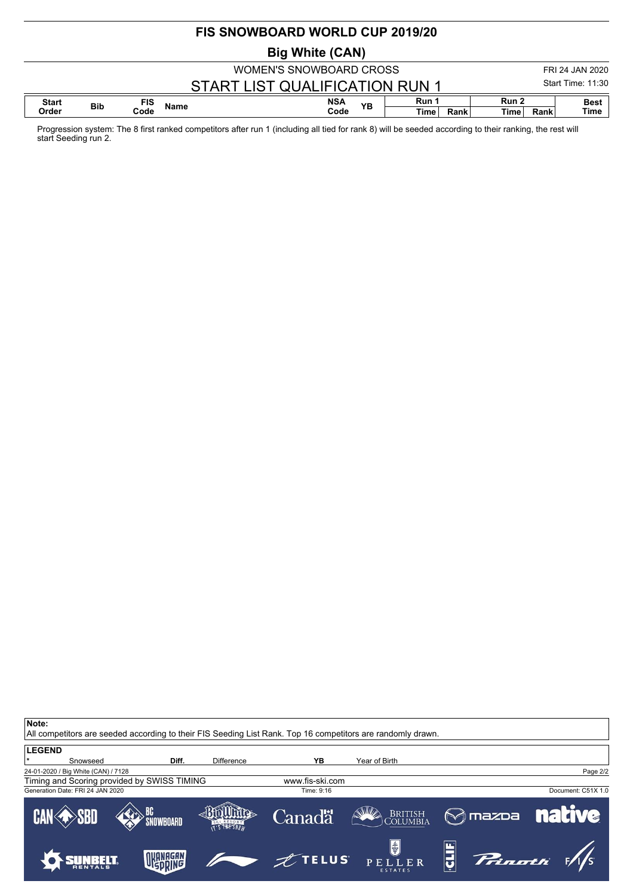# FIS SNOWBOARD WORLD CUP 2019/20

## Big White (CAN)

WOMEN'S SNOWBOARD CROSS

FRI 24 JAN 2020

## START LIST QUALIFICATION RUN 1

Start Time: 11:30

| Start Order | Bib | FIS Code | Name | NSA Code | YB | Run 1 Time | Run 1 Rank | Run 2 Time | Run 2 Rank | Best Time |
|---|---|---|---|---|---|---|---|---|---|---|

Progression system: The 8 first ranked competitors after run 1 (including all tied for rank 8) will be seeded according to their ranking, the rest will start Seeding run 2.

**Note:**
All competitors are seeded according to their FIS Seeding List Rank. Top 16 competitors are randomly drawn.

**LEGEND**

| | | | | | |
|---|---|---|---|---|---|
| * | Snowseed | Diff. | Difference | YB | Year of Birth |

24-01-2020 / Big White (CAN) / 7128

Timing and Scoring provided by SWISS TIMING

www.fis-ski.com

Generation Date: FRI 24 JAN 2020

Time: 9:16

Document: C51X 1.0